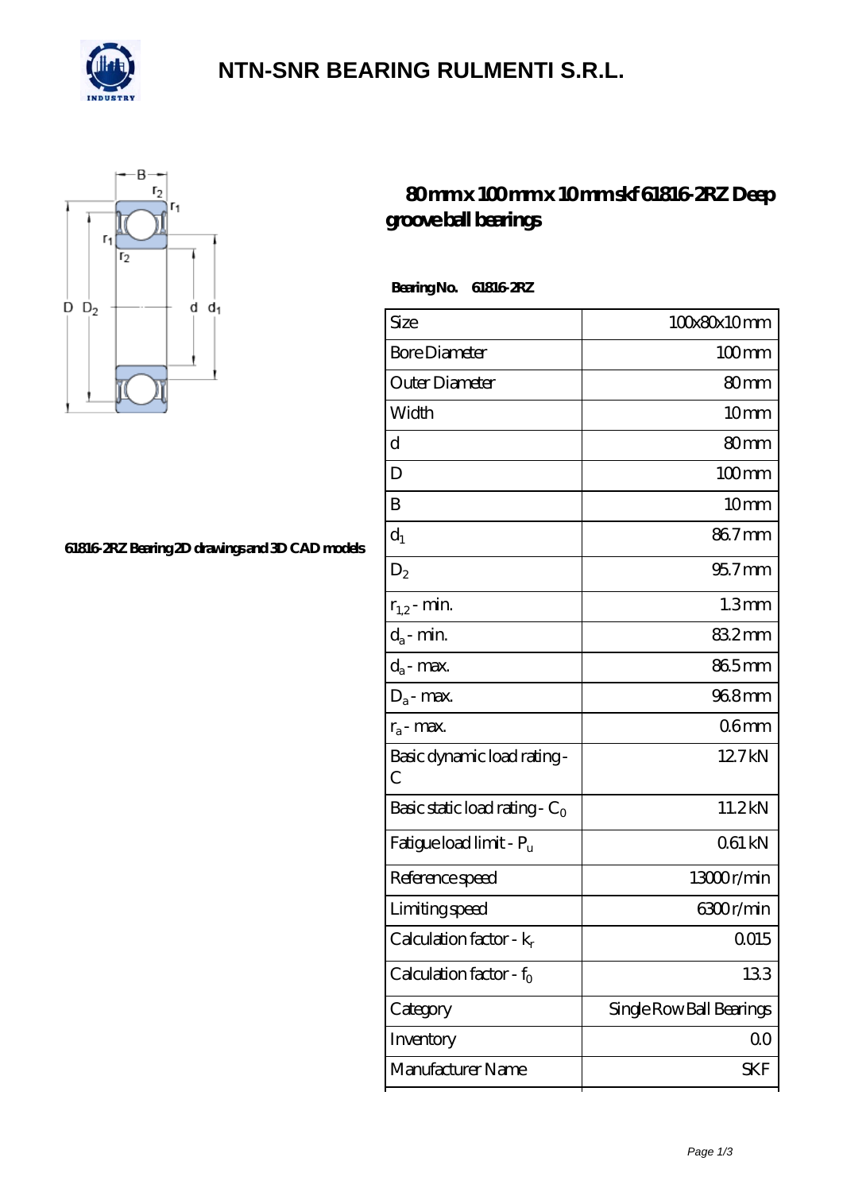# NTN-SNR BEARING RULMENTI S.R.L.

61816-2RZ Bearing 2D drawings and 3D CAD models

## 80 mm x 100 mm x 10 mm skf 61816-2RZ Deep groove ball bearings

**Bearing No. 61816-2RZ**

| Size | 100x80x10 mm |
|---|---|
| Bore Diameter | 100 mm |
| Outer Diameter | 80 mm |
| Width | 10 mm |
| d | 80 mm |
| D | 100 mm |
| B | 10 mm |
| $d_1$ | 86.7 mm |
| $D_2$ | 95.7 mm |
| $r_{1,2}$ - min. | 1.3 mm |
| $d_a$ - min. | 83.2 mm |
| $d_a$ - max. | 86.5 mm |
| $D_a$ - max. | 96.8 mm |
| $r_a$ - max. | 0.6 mm |
| Basic dynamic load rating - C | 12.7 kN |
| Basic static load rating - $C_0$ | 11.2 kN |
| Fatigue load limit - $P_u$ | 0.61 kN |
| Reference speed | 13000 r/min |
| Limiting speed | 6300 r/min |
| Calculation factor - $k_r$ | 0.015 |
| Calculation factor - $f_0$ | 13.3 |
| Category | Single Row Ball Bearings |
| Inventory | 0.0 |
| Manufacturer Name | SKF |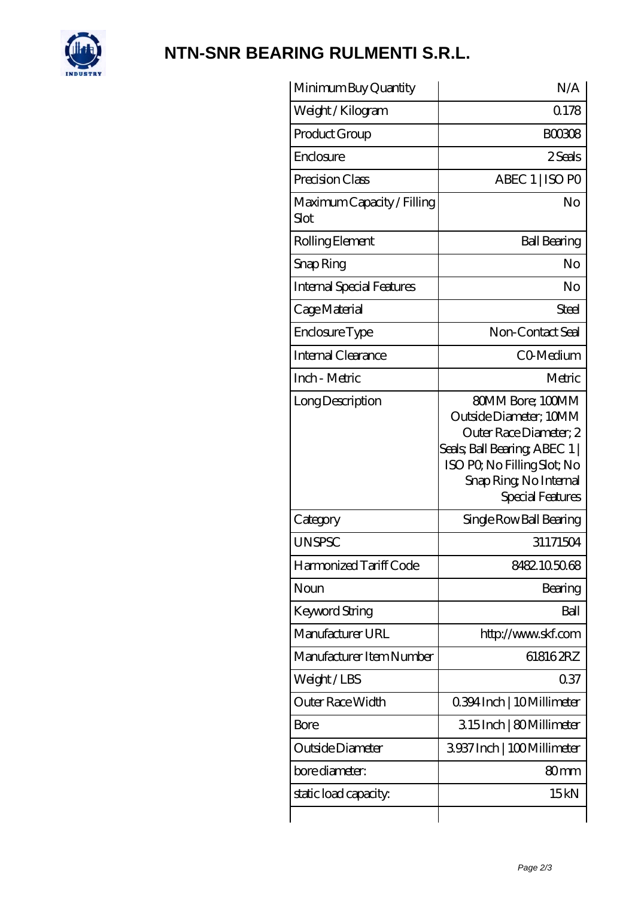# NTN-SNR BEARING RULMENTI S.R.L.

| Minimum Buy Quantity | N/A |
|---|---|
| Weight / Kilogram | 0.178 |
| Product Group | B00308 |
| Enclosure | 2 Seals |
| Precision Class | ABEC 1 \| ISO P0 |
| Maximum Capacity / Filling Slot | No |
| Rolling Element | Ball Bearing |
| Snap Ring | No |
| Internal Special Features | No |
| Cage Material | Steel |
| Enclosure Type | Non-Contact Seal |
| Internal Clearance | C0-Medium |
| Inch - Metric | Metric |
| Long Description | 80MM Bore; 100MM Outside Diameter; 10MM Outer Race Diameter; 2 Seals; Ball Bearing; ABEC 1 \| ISO P0; No Filling Slot; No Snap Ring; No Internal Special Features |
| Category | Single Row Ball Bearing |
| UNSPSC | 31171504 |
| Harmonized Tariff Code | 8482.10.50.68 |
| Noun | Bearing |
| Keyword String | Ball |
| Manufacturer URL | http://www.skf.com |
| Manufacturer Item Number | 61816 2RZ |
| Weight / LBS | 0.37 |
| Outer Race Width | 0.394 Inch \| 10 Millimeter |
| Bore | 3.15 Inch \| 80 Millimeter |
| Outside Diameter | 3.937 Inch \| 100 Millimeter |
| bore diameter: | 80 mm |
| static load capacity: | 15 kN |
| | |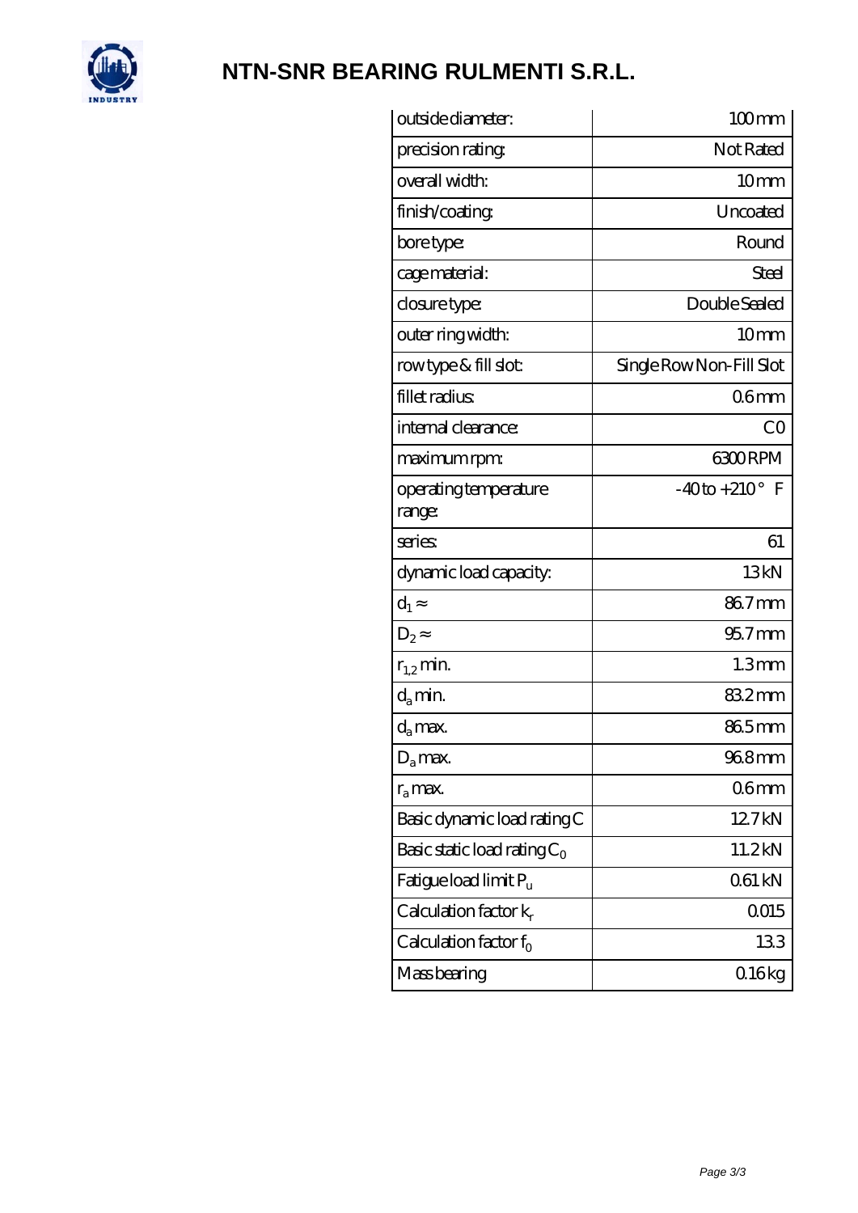# NTN-SNR BEARING RULMENTI S.R.L.

| | |
|---|---|
| outside diameter: | 100 mm |
| precision rating: | Not Rated |
| overall width: | 10 mm |
| finish/coating: | Uncoated |
| bore type: | Round |
| cage material: | Steel |
| closure type: | Double Sealed |
| outer ring width: | 10 mm |
| row type & fill slot: | Single Row Non-Fill Slot |
| fillet radius: | 0.6 mm |
| internal clearance: | C0 |
| maximum rpm: | 6300 RPM |
| operating temperature range: | -40 to +210 ° F |
| series: | 61 |
| dynamic load capacity: | 13 kN |
| $d_1 \approx$ | 86.7 mm |
| $D_2 \approx$ | 95.7 mm |
| $r_{1,2}$ min. | 1.3 mm |
| $d_a$ min. | 83.2 mm |
| $d_a$ max. | 86.5 mm |
| $D_a$ max. | 96.8 mm |
| $r_a$ max. | 0.6 mm |
| Basic dynamic load rating C | 12.7 kN |
| Basic static load rating $C_0$ | 11.2 kN |
| Fatigue load limit $P_u$ | 0.61 kN |
| Calculation factor $k_r$ | 0.015 |
| Calculation factor $f_0$ | 13.3 |
| Mass bearing | 0.16 kg |